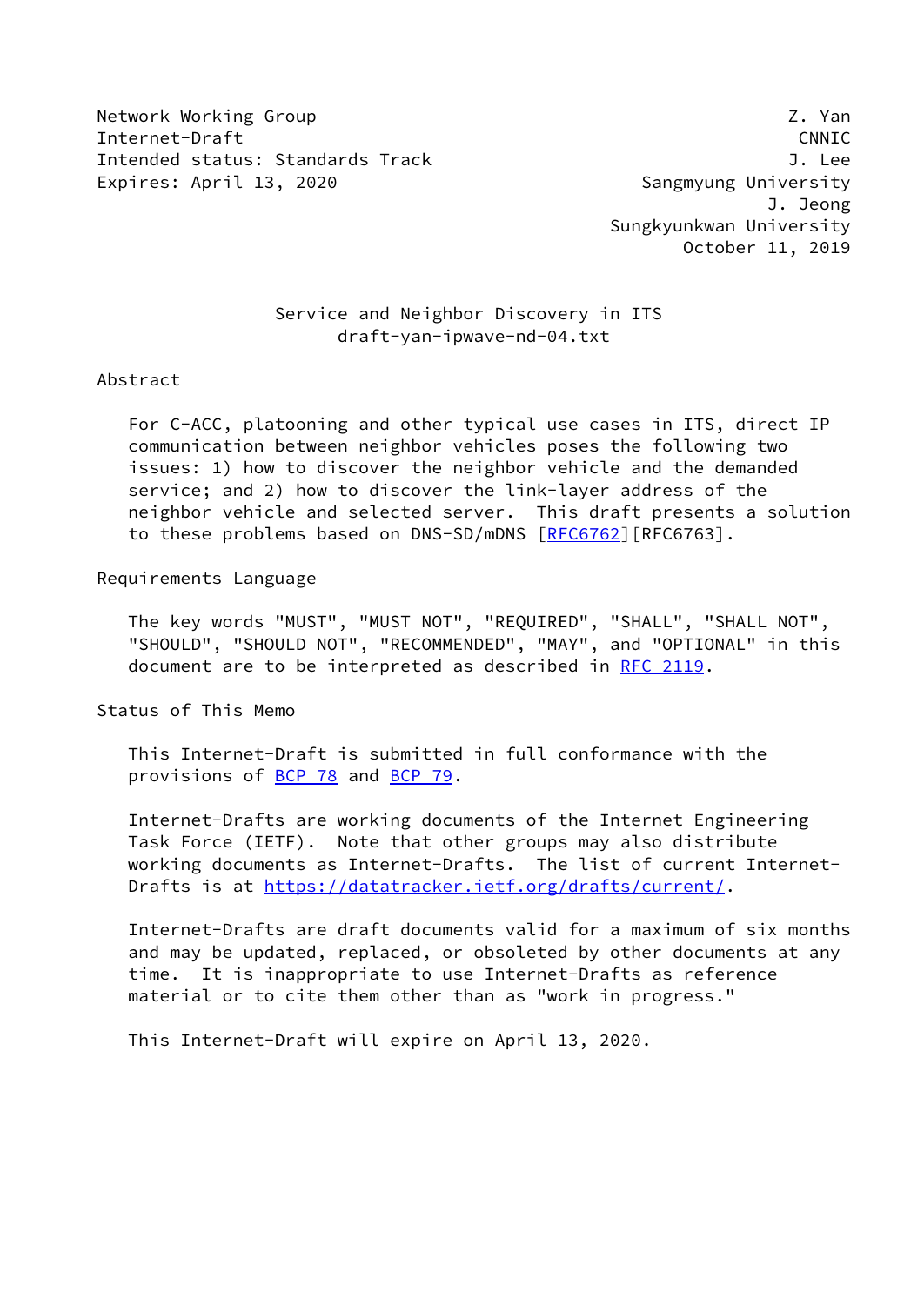Network Working Group Z. Yan
Internet-Draft CNNIC
Intended status: Standards Track J. Lee
Expires: April 13, 2020 Sangmyung University
J. Jeong
Sungkyunkwan University
October 11, 2019

# Service and Neighbor Discovery in ITS
draft-yan-ipwave-nd-04.txt

## Abstract

For C-ACC, platooning and other typical use cases in ITS, direct IP communication between neighbor vehicles poses the following two issues: 1) how to discover the neighbor vehicle and the demanded service; and 2) how to discover the link-layer address of the neighbor vehicle and selected server. This draft presents a solution to these problems based on DNS-SD/mDNS [RFC6762][RFC6763].

## Requirements Language

The key words "MUST", "MUST NOT", "REQUIRED", "SHALL", "SHALL NOT", "SHOULD", "SHOULD NOT", "RECOMMENDED", "MAY", and "OPTIONAL" in this document are to be interpreted as described in RFC 2119.

## Status of This Memo

This Internet-Draft is submitted in full conformance with the provisions of BCP 78 and BCP 79.

Internet-Drafts are working documents of the Internet Engineering Task Force (IETF). Note that other groups may also distribute working documents as Internet-Drafts. The list of current Internet-Drafts is at https://datatracker.ietf.org/drafts/current/.

Internet-Drafts are draft documents valid for a maximum of six months and may be updated, replaced, or obsoleted by other documents at any time. It is inappropriate to use Internet-Drafts as reference material or to cite them other than as "work in progress."

This Internet-Draft will expire on April 13, 2020.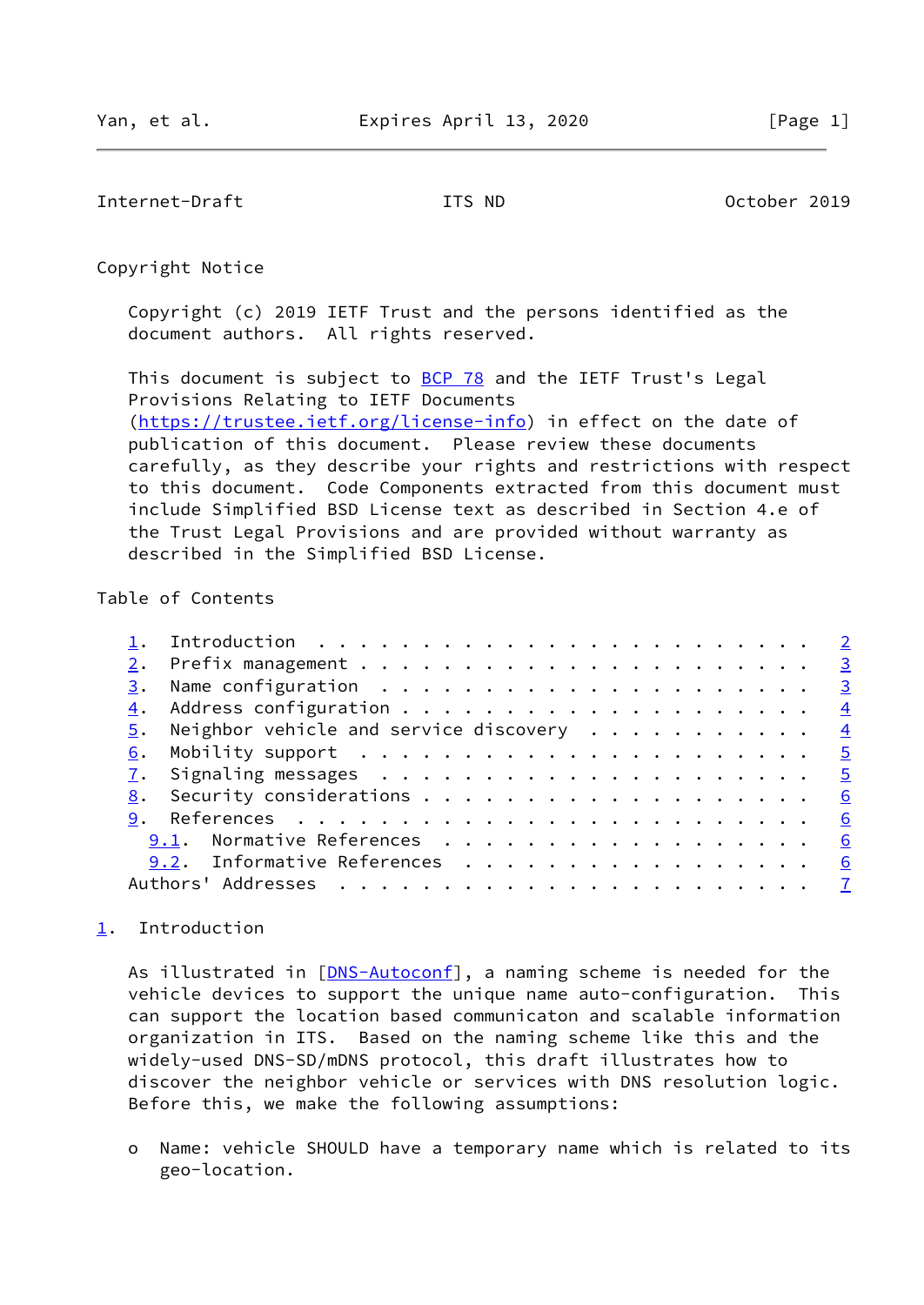## Copyright Notice

Copyright (c) 2019 IETF Trust and the persons identified as the document authors. All rights reserved.

This document is subject to BCP 78 and the IETF Trust's Legal Provisions Relating to IETF Documents (https://trustee.ietf.org/license-info) in effect on the date of publication of this document. Please review these documents carefully, as they describe your rights and restrictions with respect to this document. Code Components extracted from this document must include Simplified BSD License text as described in Section 4.e of the Trust Legal Provisions and are provided without warranty as described in the Simplified BSD License.

## Table of Contents

```
   1.  Introduction  . . . . . . . . . . . . . . . . . . . . . . . .   2
   2.  Prefix management . . . . . . . . . . . . . . . . . . . . . .   3
   3.  Name configuration  . . . . . . . . . . . . . . . . . . . . .   3
   4.  Address configuration . . . . . . . . . . . . . . . . . . . .   4
   5.  Neighbor vehicle and service discovery  . . . . . . . . . . .   4
   6.  Mobility support  . . . . . . . . . . . . . . . . . . . . . .   5
   7.  Signaling messages  . . . . . . . . . . . . . . . . . . . . .   5
   8.  Security considerations . . . . . . . . . . . . . . . . . . .   6
   9.  References  . . . . . . . . . . . . . . . . . . . . . . . . .   6
     9.1.  Normative References  . . . . . . . . . . . . . . . . . .   6
     9.2.  Informative References  . . . . . . . . . . . . . . . . .   6
   Authors' Addresses  . . . . . . . . . . . . . . . . . . . . . . .   7
```

## 1. Introduction

As illustrated in [DNS-Autoconf], a naming scheme is needed for the vehicle devices to support the unique name auto-configuration. This can support the location based communicaton and scalable information organization in ITS. Based on the naming scheme like this and the widely-used DNS-SD/mDNS protocol, this draft illustrates how to discover the neighbor vehicle or services with DNS resolution logic. Before this, we make the following assumptions:

- Name: vehicle SHOULD have a temporary name which is related to its geo-location.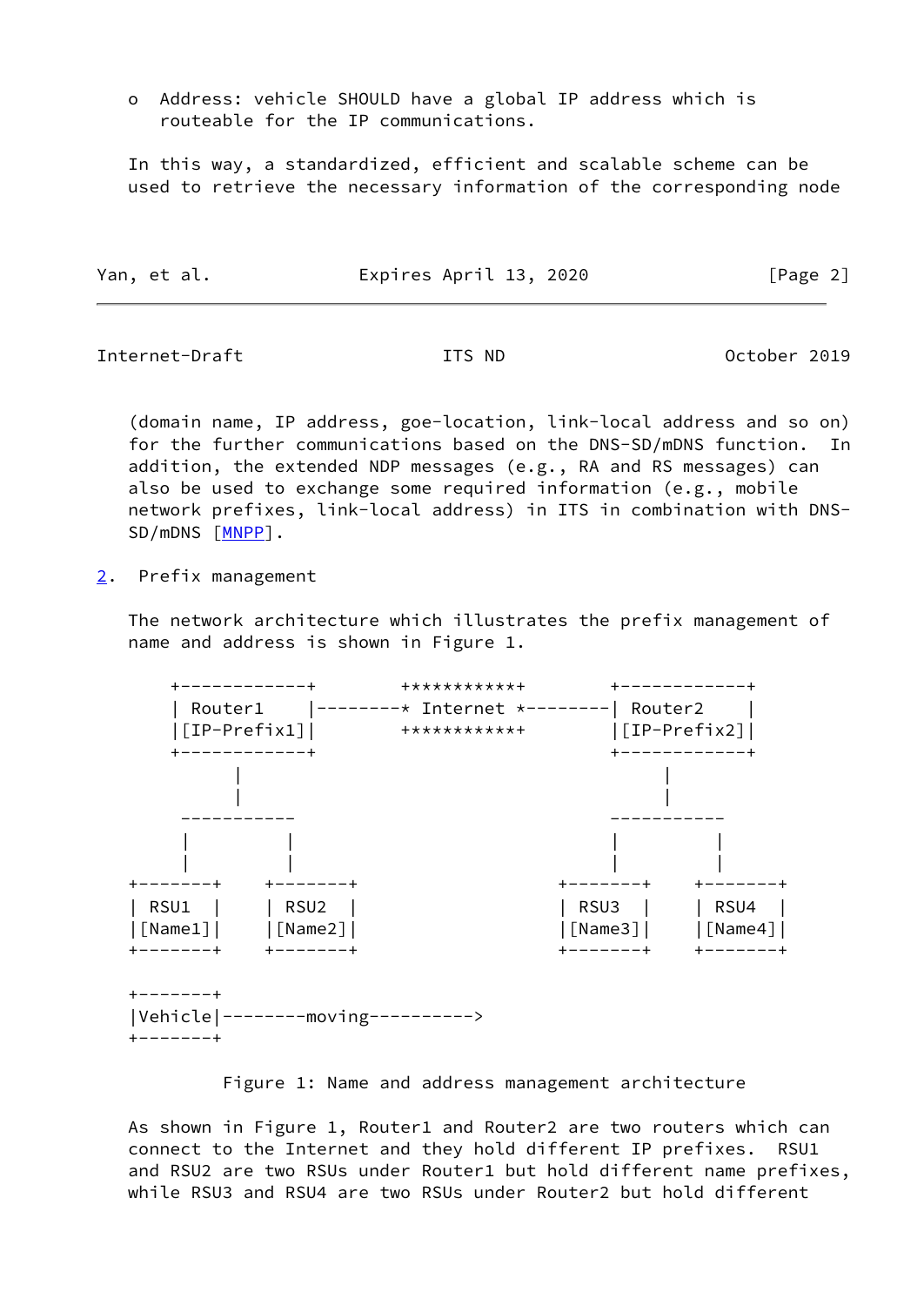o  Address: vehicle SHOULD have a global IP address which is routeable for the IP communications.

In this way, a standardized, efficient and scalable scheme can be used to retrieve the necessary information of the corresponding node (domain name, IP address, goe-location, link-local address and so on) for the further communications based on the DNS-SD/mDNS function.  In addition, the extended NDP messages (e.g., RA and RS messages) can also be used to exchange some required information (e.g., mobile network prefixes, link-local address) in ITS in combination with DNS-SD/mDNS [MNPP].

## 2.  Prefix management

The network architecture which illustrates the prefix management of name and address is shown in Figure 1.

```
    +-------------+        ***********        +-------------+
    | Router1     |--------* Internent *--------| Router2     |
    |[IP-Prefix1]|        ***********        |[IP-Prefix2]|
    +-------------+                           +-------------+
          |                                         |
          |                                         |
     -----------                               -----------
     |         |                               |         |
     |         |                               |         |
+--------+  +--------+                  +--------+  +--------+
| RSU1   |  | RSU2   |                  | RSU3   |  | RSU4   |
|[Name1]|  |[Name2]|                  |[Name3]|  |[Name4]|
+--------+  +--------+                  +--------+  +--------+

+--------+
|Vehicle|--------moving---------->
+--------+
```

Figure 1: Name and address management architecture

As shown in Figure 1, Router1 and Router2 are two routers which can connect to the Internet and they hold different IP prefixes.  RSU1 and RSU2 are two RSUs under Router1 but hold different name prefixes, while RSU3 and RSU4 are two RSUs under Router2 but hold different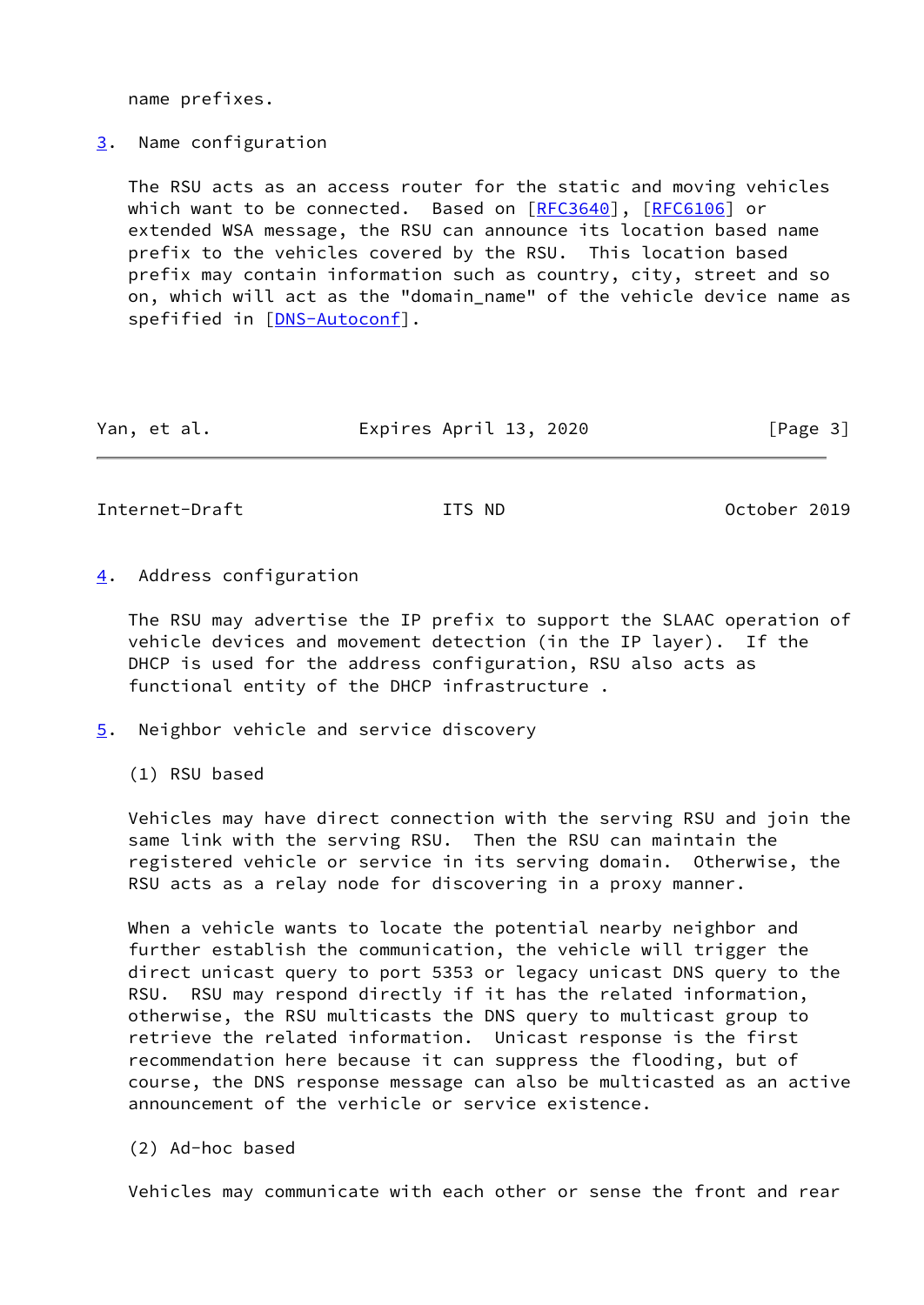name prefixes.

## 3. Name configuration

The RSU acts as an access router for the static and moving vehicles which want to be connected. Based on [RFC3640], [RFC6106] or extended WSA message, the RSU can announce its location based name prefix to the vehicles covered by the RSU. This location based prefix may contain information such as country, city, street and so on, which will act as the "domain_name" of the vehicle device name as spefified in [DNS-Autoconf].

## 4. Address configuration

The RSU may advertise the IP prefix to support the SLAAC operation of vehicle devices and movement detection (in the IP layer). If the DHCP is used for the address configuration, RSU also acts as functional entity of the DHCP infrastructure .

## 5. Neighbor vehicle and service discovery

(1) RSU based

Vehicles may have direct connection with the serving RSU and join the same link with the serving RSU. Then the RSU can maintain the registered vehicle or service in its serving domain. Otherwise, the RSU acts as a relay node for discovering in a proxy manner.

When a vehicle wants to locate the potential nearby neighbor and further establish the communication, the vehicle will trigger the direct unicast query to port 5353 or legacy unicast DNS query to the RSU. RSU may respond directly if it has the related information, otherwise, the RSU multicasts the DNS query to multicast group to retrieve the related information. Unicast response is the first recommendation here because it can suppress the flooding, but of course, the DNS response message can also be multicasted as an active announcement of the verhicle or service existence.

(2) Ad-hoc based

Vehicles may communicate with each other or sense the front and rear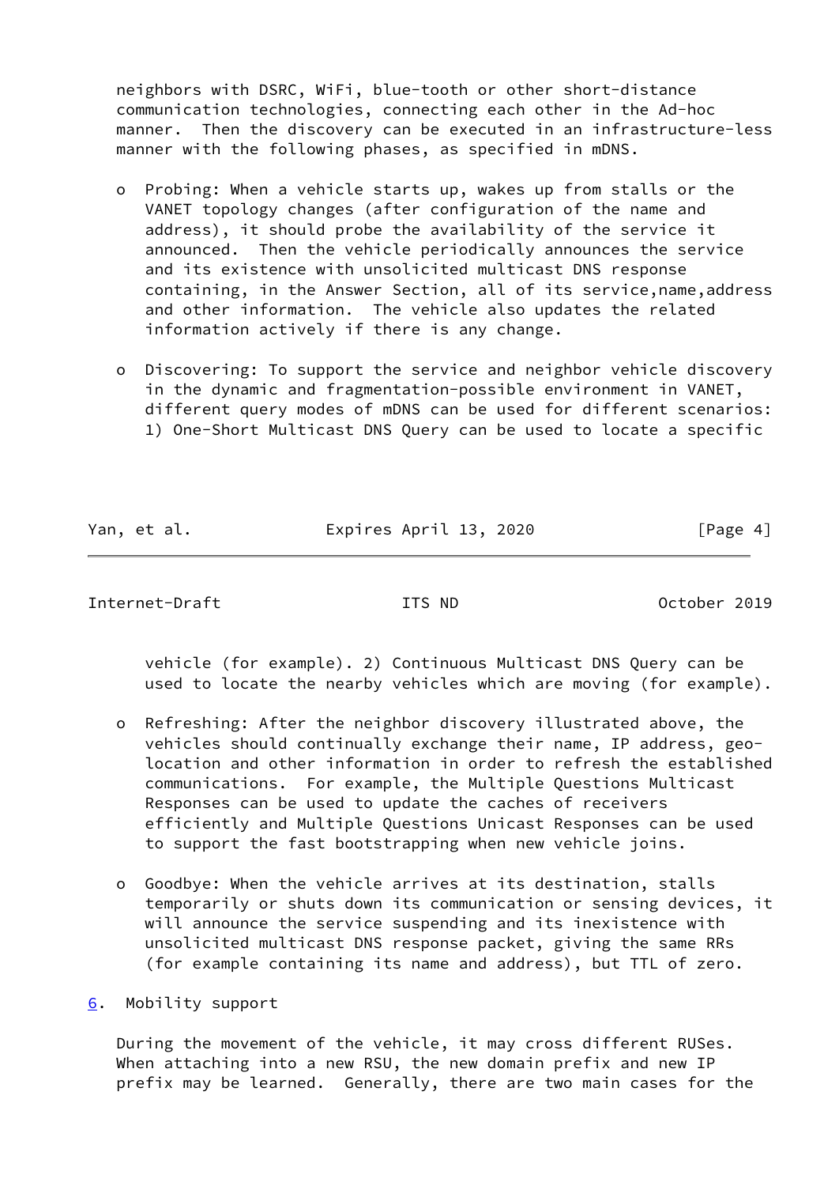neighbors with DSRC, WiFi, blue-tooth or other short-distance communication technologies, connecting each other in the Ad-hoc manner. Then the discovery can be executed in an infrastructure-less manner with the following phases, as specified in mDNS.

- Probing: When a vehicle starts up, wakes up from stalls or the VANET topology changes (after configuration of the name and address), it should probe the availability of the service it announced. Then the vehicle periodically announces the service and its existence with unsolicited multicast DNS response containing, in the Answer Section, all of its service,name,address and other information. The vehicle also updates the related information actively if there is any change.

- Discovering: To support the service and neighbor vehicle discovery in the dynamic and fragmentation-possible environment in VANET, different query modes of mDNS can be used for different scenarios: 1) One-Short Multicast DNS Query can be used to locate a specific vehicle (for example). 2) Continuous Multicast DNS Query can be used to locate the nearby vehicles which are moving (for example).

- Refreshing: After the neighbor discovery illustrated above, the vehicles should continually exchange their name, IP address, geo-location and other information in order to refresh the established communications. For example, the Multiple Questions Multicast Responses can be used to update the caches of receivers efficiently and Multiple Questions Unicast Responses can be used to support the fast bootstrapping when new vehicle joins.

- Goodbye: When the vehicle arrives at its destination, stalls temporarily or shuts down its communication or sensing devices, it will announce the service suspending and its inexistence with unsolicited multicast DNS response packet, giving the same RRs (for example containing its name and address), but TTL of zero.

## 6. Mobility support

During the movement of the vehicle, it may cross different RUSes. When attaching into a new RSU, the new domain prefix and new IP prefix may be learned. Generally, there are two main cases for the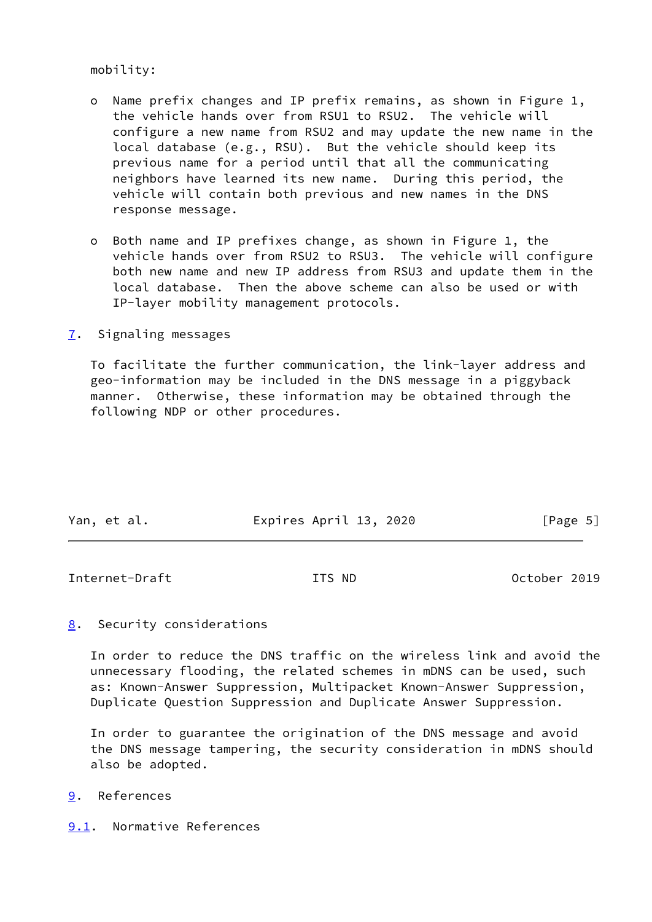mobility:

- Name prefix changes and IP prefix remains, as shown in Figure 1, the vehicle hands over from RSU1 to RSU2. The vehicle will configure a new name from RSU2 and may update the new name in the local database (e.g., RSU). But the vehicle should keep its previous name for a period until that all the communicating neighbors have learned its new name. During this period, the vehicle will contain both previous and new names in the DNS response message.

- Both name and IP prefixes change, as shown in Figure 1, the vehicle hands over from RSU2 to RSU3. The vehicle will configure both new name and new IP address from RSU3 and update them in the local database. Then the above scheme can also be used or with IP-layer mobility management protocols.

## 7. Signaling messages

To facilitate the further communication, the link-layer address and geo-information may be included in the DNS message in a piggyback manner. Otherwise, these information may be obtained through the following NDP or other procedures.

## 8. Security considerations

In order to reduce the DNS traffic on the wireless link and avoid the unnecessary flooding, the related schemes in mDNS can be used, such as: Known-Answer Suppression, Multipacket Known-Answer Suppression, Duplicate Question Suppression and Duplicate Answer Suppression.

In order to guarantee the origination of the DNS message and avoid the DNS message tampering, the security consideration in mDNS should also be adopted.

## 9. References

### 9.1. Normative References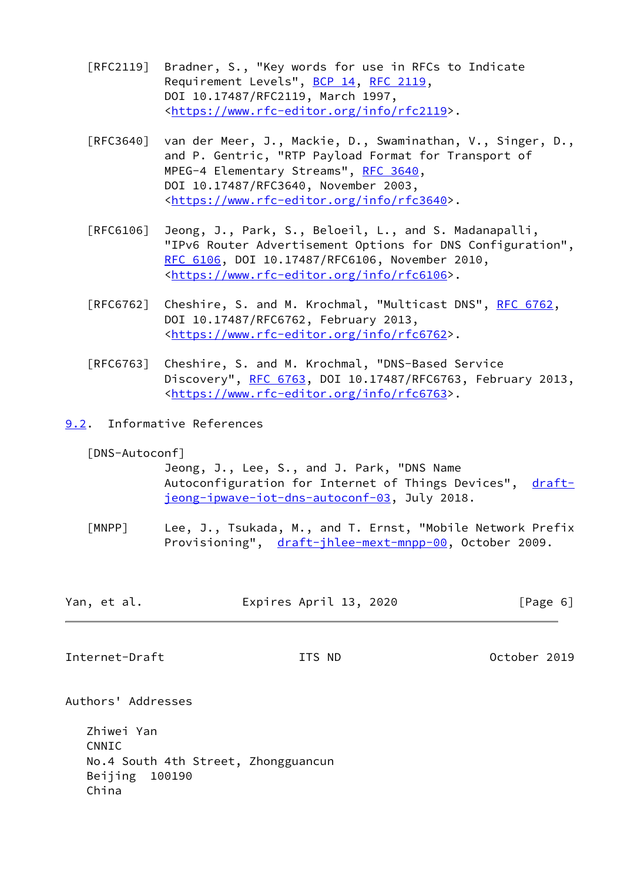[RFC2119] Bradner, S., "Key words for use in RFCs to Indicate Requirement Levels", BCP 14, RFC 2119, DOI 10.17487/RFC2119, March 1997, <https://www.rfc-editor.org/info/rfc2119>.

[RFC3640] van der Meer, J., Mackie, D., Swaminathan, V., Singer, D., and P. Gentric, "RTP Payload Format for Transport of MPEG-4 Elementary Streams", RFC 3640, DOI 10.17487/RFC3640, November 2003, <https://www.rfc-editor.org/info/rfc3640>.

[RFC6106] Jeong, J., Park, S., Beloeil, L., and S. Madanapalli, "IPv6 Router Advertisement Options for DNS Configuration", RFC 6106, DOI 10.17487/RFC6106, November 2010, <https://www.rfc-editor.org/info/rfc6106>.

[RFC6762] Cheshire, S. and M. Krochmal, "Multicast DNS", RFC 6762, DOI 10.17487/RFC6762, February 2013, <https://www.rfc-editor.org/info/rfc6762>.

[RFC6763] Cheshire, S. and M. Krochmal, "DNS-Based Service Discovery", RFC 6763, DOI 10.17487/RFC6763, February 2013, <https://www.rfc-editor.org/info/rfc6763>.

### 9.2. Informative References

[DNS-Autoconf] Jeong, J., Lee, S., and J. Park, "DNS Name Autoconfiguration for Internet of Things Devices", draft-jeong-ipwave-iot-dns-autoconf-03, July 2018.

[MNPP] Lee, J., Tsukada, M., and T. Ernst, "Mobile Network Prefix Provisioning", draft-jhlee-mext-mnpp-00, October 2009.

## Authors' Addresses

Zhiwei Yan
CNNIC
No.4 South 4th Street, Zhongguancun
Beijing 100190
China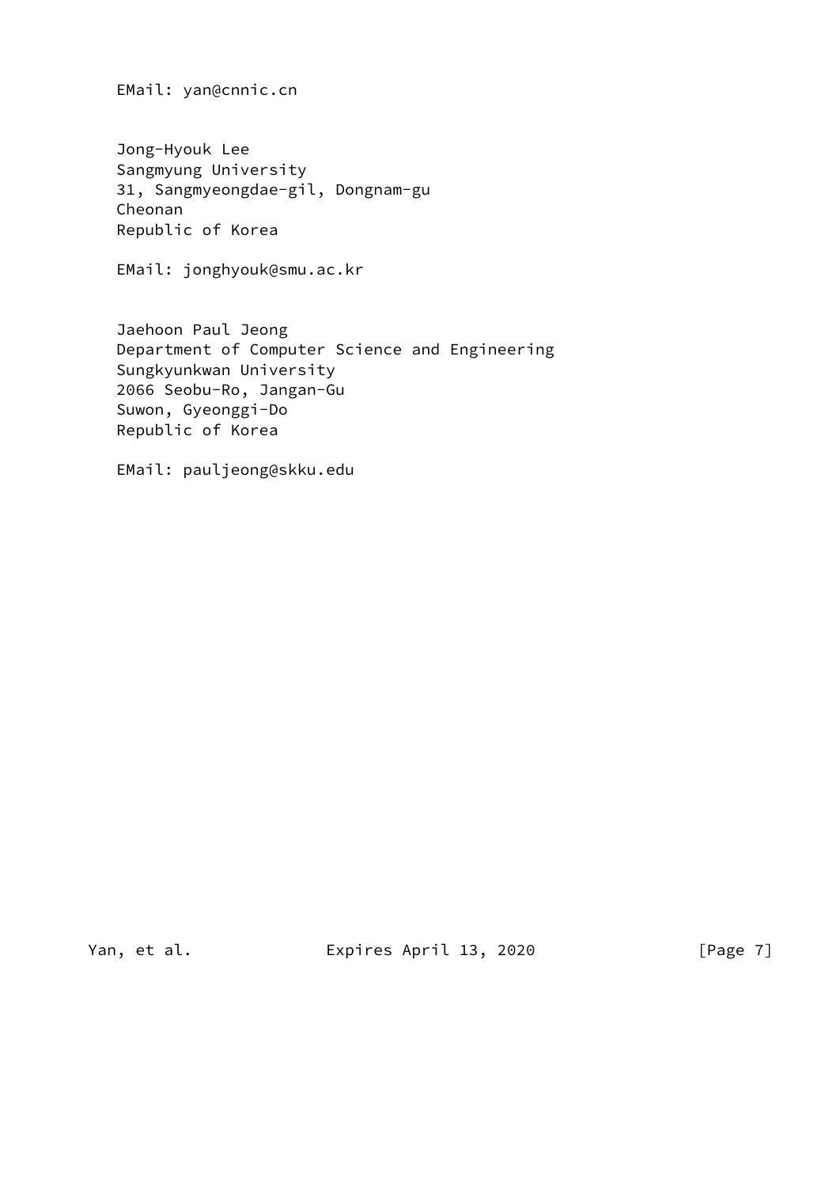EMail: yan@cnnic.cn

Jong-Hyouk Lee
Sangmyung University
31, Sangmyeongdae-gil, Dongnam-gu
Cheonan
Republic of Korea

EMail: jonghyouk@smu.ac.kr

Jaehoon Paul Jeong
Department of Computer Science and Engineering
Sungkyunkwan University
2066 Seobu-Ro, Jangan-Gu
Suwon, Gyeonggi-Do
Republic of Korea

EMail: pauljeong@skku.edu